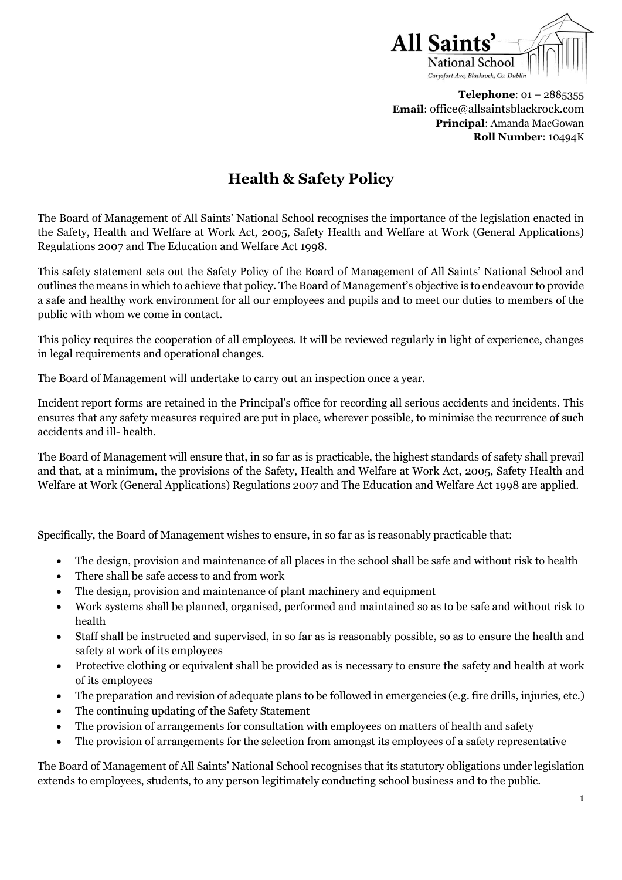**All Saints'**
National School
*Carysfort Ave, Blackrock, Co. Dublin*

**Telephone**: 01 – 2885355
**Email**: office@allsaintsblackrock.com
**Principal**: Amanda MacGowan
**Roll Number**: 10494K

# Health & Safety Policy

The Board of Management of All Saints' National School recognises the importance of the legislation enacted in the Safety, Health and Welfare at Work Act, 2005, Safety Health and Welfare at Work (General Applications) Regulations 2007 and The Education and Welfare Act 1998.

This safety statement sets out the Safety Policy of the Board of Management of All Saints' National School and outlines the means in which to achieve that policy. The Board of Management's objective is to endeavour to provide a safe and healthy work environment for all our employees and pupils and to meet our duties to members of the public with whom we come in contact.

This policy requires the cooperation of all employees. It will be reviewed regularly in light of experience, changes in legal requirements and operational changes.

The Board of Management will undertake to carry out an inspection once a year.

Incident report forms are retained in the Principal's office for recording all serious accidents and incidents. This ensures that any safety measures required are put in place, wherever possible, to minimise the recurrence of such accidents and ill- health.

The Board of Management will ensure that, in so far as is practicable, the highest standards of safety shall prevail and that, at a minimum, the provisions of the Safety, Health and Welfare at Work Act, 2005, Safety Health and Welfare at Work (General Applications) Regulations 2007 and The Education and Welfare Act 1998 are applied.

Specifically, the Board of Management wishes to ensure, in so far as is reasonably practicable that:

- The design, provision and maintenance of all places in the school shall be safe and without risk to health
- There shall be safe access to and from work
- The design, provision and maintenance of plant machinery and equipment
- Work systems shall be planned, organised, performed and maintained so as to be safe and without risk to health
- Staff shall be instructed and supervised, in so far as is reasonably possible, so as to ensure the health and safety at work of its employees
- Protective clothing or equivalent shall be provided as is necessary to ensure the safety and health at work of its employees
- The preparation and revision of adequate plans to be followed in emergencies (e.g. fire drills, injuries, etc.)
- The continuing updating of the Safety Statement
- The provision of arrangements for consultation with employees on matters of health and safety
- The provision of arrangements for the selection from amongst its employees of a safety representative

The Board of Management of All Saints' National School recognises that its statutory obligations under legislation extends to employees, students, to any person legitimately conducting school business and to the public.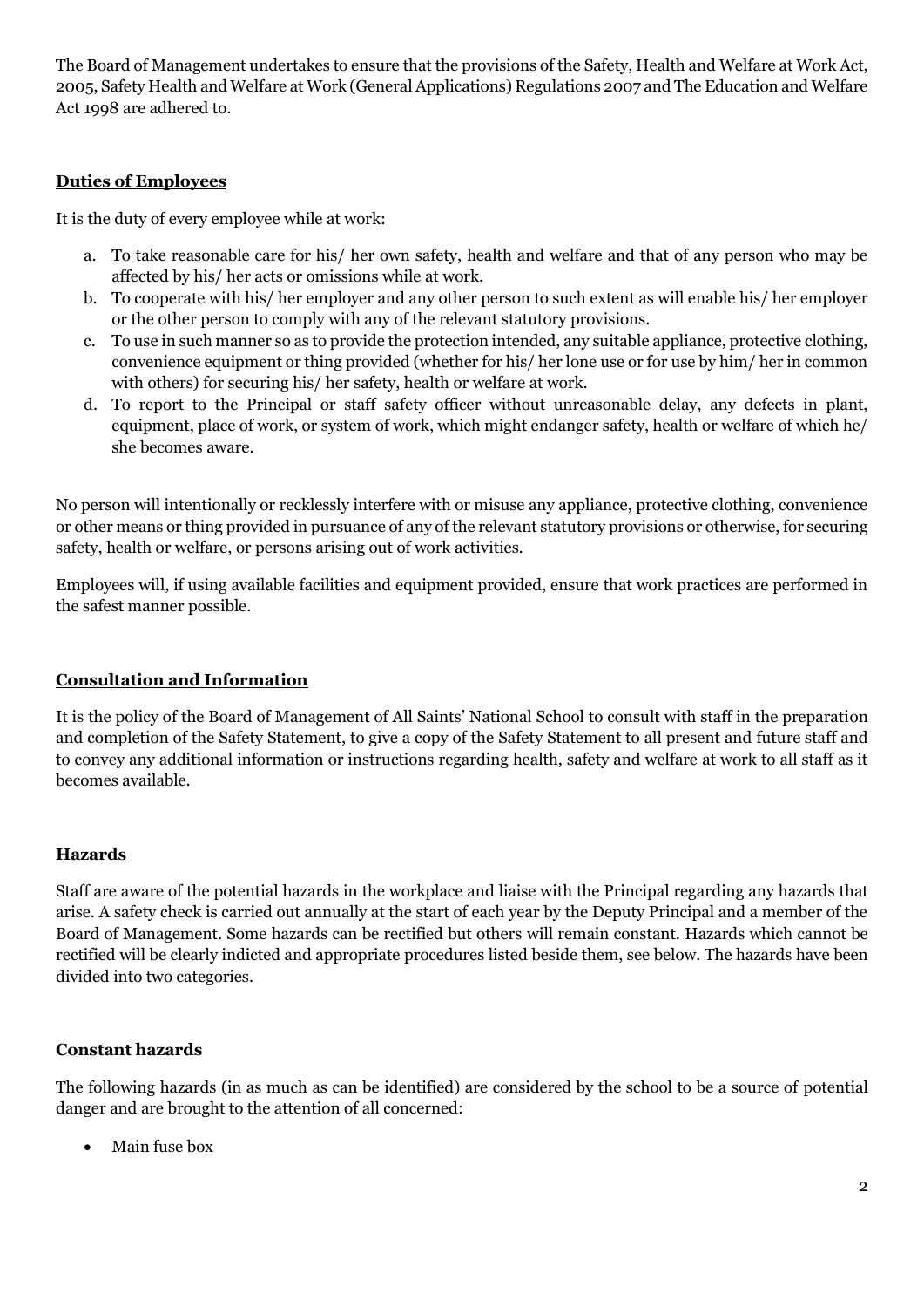The Board of Management undertakes to ensure that the provisions of the Safety, Health and Welfare at Work Act, 2005, Safety Health and Welfare at Work (General Applications) Regulations 2007 and The Education and Welfare Act 1998 are adhered to.

## Duties of Employees

It is the duty of every employee while at work:

a. To take reasonable care for his/ her own safety, health and welfare and that of any person who may be affected by his/ her acts or omissions while at work.
b. To cooperate with his/ her employer and any other person to such extent as will enable his/ her employer or the other person to comply with any of the relevant statutory provisions.
c. To use in such manner so as to provide the protection intended, any suitable appliance, protective clothing, convenience equipment or thing provided (whether for his/ her lone use or for use by him/ her in common with others) for securing his/ her safety, health or welfare at work.
d. To report to the Principal or staff safety officer without unreasonable delay, any defects in plant, equipment, place of work, or system of work, which might endanger safety, health or welfare of which he/ she becomes aware.

No person will intentionally or recklessly interfere with or misuse any appliance, protective clothing, convenience or other means or thing provided in pursuance of any of the relevant statutory provisions or otherwise, for securing safety, health or welfare, or persons arising out of work activities.

Employees will, if using available facilities and equipment provided, ensure that work practices are performed in the safest manner possible.

## Consultation and Information

It is the policy of the Board of Management of All Saints' National School to consult with staff in the preparation and completion of the Safety Statement, to give a copy of the Safety Statement to all present and future staff and to convey any additional information or instructions regarding health, safety and welfare at work to all staff as it becomes available.

## Hazards

Staff are aware of the potential hazards in the workplace and liaise with the Principal regarding any hazards that arise. A safety check is carried out annually at the start of each year by the Deputy Principal and a member of the Board of Management. Some hazards can be rectified but others will remain constant. Hazards which cannot be rectified will be clearly indicted and appropriate procedures listed beside them, see below. The hazards have been divided into two categories.

### Constant hazards

The following hazards (in as much as can be identified) are considered by the school to be a source of potential danger and are brought to the attention of all concerned:

- Main fuse box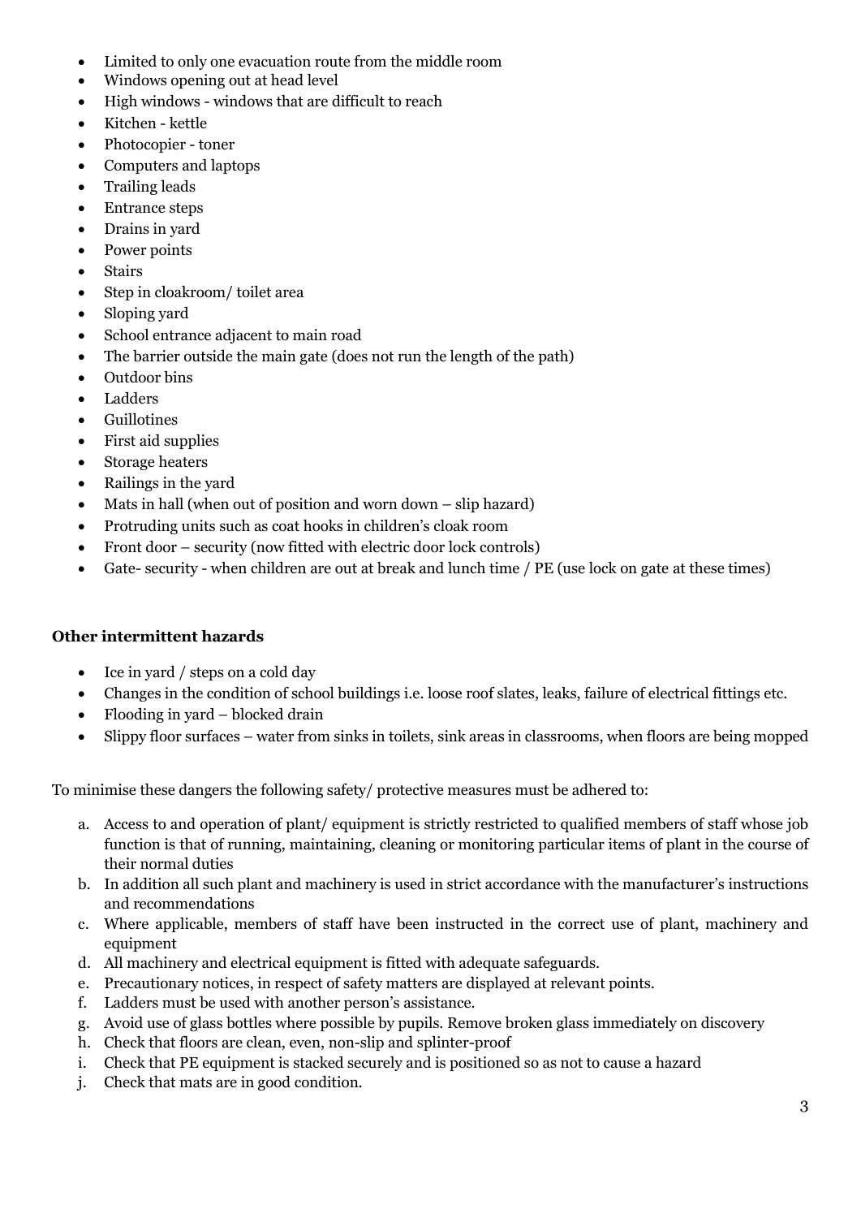- Limited to only one evacuation route from the middle room
- Windows opening out at head level
- High windows - windows that are difficult to reach
- Kitchen - kettle
- Photocopier - toner
- Computers and laptops
- Trailing leads
- Entrance steps
- Drains in yard
- Power points
- Stairs
- Step in cloakroom/ toilet area
- Sloping yard
- School entrance adjacent to main road
- The barrier outside the main gate (does not run the length of the path)
- Outdoor bins
- Ladders
- Guillotines
- First aid supplies
- Storage heaters
- Railings in the yard
- Mats in hall (when out of position and worn down – slip hazard)
- Protruding units such as coat hooks in children's cloak room
- Front door – security (now fitted with electric door lock controls)
- Gate- security - when children are out at break and lunch time / PE (use lock on gate at these times)

**Other intermittent hazards**

- Ice in yard / steps on a cold day
- Changes in the condition of school buildings i.e. loose roof slates, leaks, failure of electrical fittings etc.
- Flooding in yard – blocked drain
- Slippy floor surfaces – water from sinks in toilets, sink areas in classrooms, when floors are being mopped

To minimise these dangers the following safety/ protective measures must be adhered to:

a. Access to and operation of plant/ equipment is strictly restricted to qualified members of staff whose job function is that of running, maintaining, cleaning or monitoring particular items of plant in the course of their normal duties
b. In addition all such plant and machinery is used in strict accordance with the manufacturer's instructions and recommendations
c. Where applicable, members of staff have been instructed in the correct use of plant, machinery and equipment
d. All machinery and electrical equipment is fitted with adequate safeguards.
e. Precautionary notices, in respect of safety matters are displayed at relevant points.
f. Ladders must be used with another person's assistance.
g. Avoid use of glass bottles where possible by pupils. Remove broken glass immediately on discovery
h. Check that floors are clean, even, non-slip and splinter-proof
i. Check that PE equipment is stacked securely and is positioned so as not to cause a hazard
j. Check that mats are in good condition.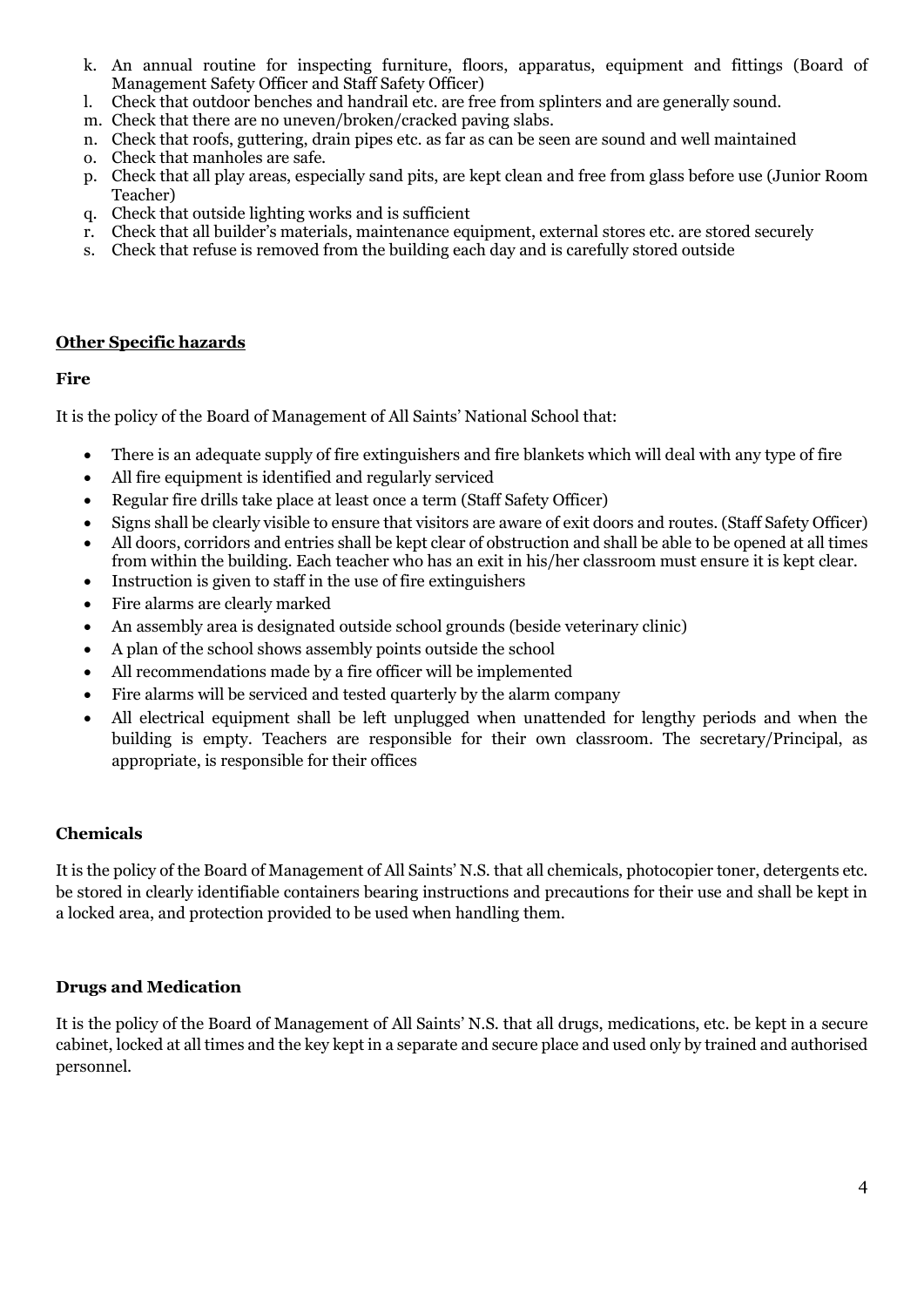k. An annual routine for inspecting furniture, floors, apparatus, equipment and fittings (Board of Management Safety Officer and Staff Safety Officer)
l. Check that outdoor benches and handrail etc. are free from splinters and are generally sound.
m. Check that there are no uneven/broken/cracked paving slabs.
n. Check that roofs, guttering, drain pipes etc. as far as can be seen are sound and well maintained
o. Check that manholes are safe.
p. Check that all play areas, especially sand pits, are kept clean and free from glass before use (Junior Room Teacher)
q. Check that outside lighting works and is sufficient
r. Check that all builder's materials, maintenance equipment, external stores etc. are stored securely
s. Check that refuse is removed from the building each day and is carefully stored outside

**Other Specific hazards**

**Fire**

It is the policy of the Board of Management of All Saints' National School that:

- There is an adequate supply of fire extinguishers and fire blankets which will deal with any type of fire
- All fire equipment is identified and regularly serviced
- Regular fire drills take place at least once a term (Staff Safety Officer)
- Signs shall be clearly visible to ensure that visitors are aware of exit doors and routes. (Staff Safety Officer)
- All doors, corridors and entries shall be kept clear of obstruction and shall be able to be opened at all times from within the building. Each teacher who has an exit in his/her classroom must ensure it is kept clear.
- Instruction is given to staff in the use of fire extinguishers
- Fire alarms are clearly marked
- An assembly area is designated outside school grounds (beside veterinary clinic)
- A plan of the school shows assembly points outside the school
- All recommendations made by a fire officer will be implemented
- Fire alarms will be serviced and tested quarterly by the alarm company
- All electrical equipment shall be left unplugged when unattended for lengthy periods and when the building is empty. Teachers are responsible for their own classroom. The secretary/Principal, as appropriate, is responsible for their offices

**Chemicals**

It is the policy of the Board of Management of All Saints' N.S. that all chemicals, photocopier toner, detergents etc. be stored in clearly identifiable containers bearing instructions and precautions for their use and shall be kept in a locked area, and protection provided to be used when handling them.

**Drugs and Medication**

It is the policy of the Board of Management of All Saints' N.S. that all drugs, medications, etc. be kept in a secure cabinet, locked at all times and the key kept in a separate and secure place and used only by trained and authorised personnel.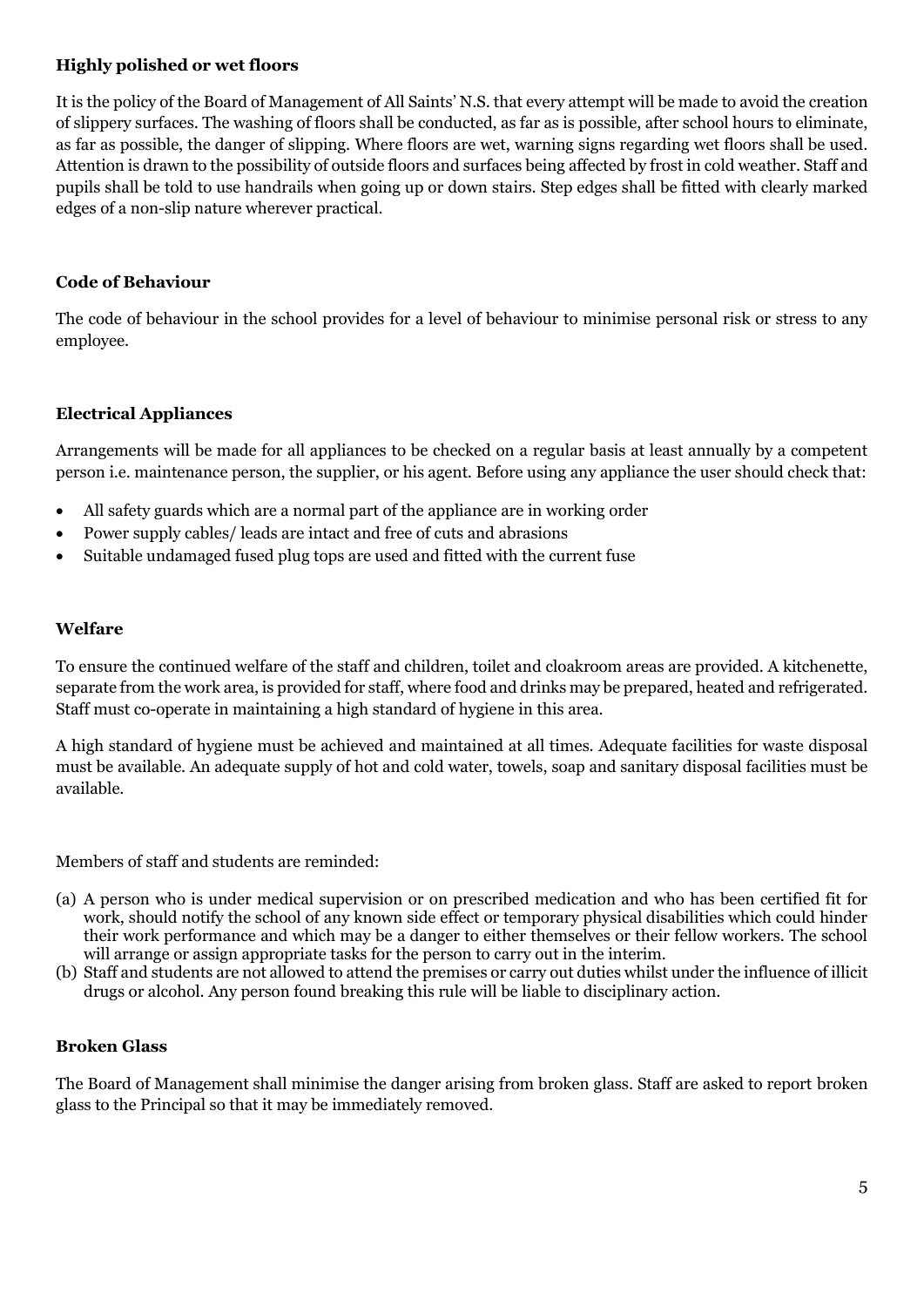**Highly polished or wet floors**

It is the policy of the Board of Management of All Saints' N.S. that every attempt will be made to avoid the creation of slippery surfaces. The washing of floors shall be conducted, as far as is possible, after school hours to eliminate, as far as possible, the danger of slipping. Where floors are wet, warning signs regarding wet floors shall be used. Attention is drawn to the possibility of outside floors and surfaces being affected by frost in cold weather. Staff and pupils shall be told to use handrails when going up or down stairs. Step edges shall be fitted with clearly marked edges of a non-slip nature wherever practical.

**Code of Behaviour**

The code of behaviour in the school provides for a level of behaviour to minimise personal risk or stress to any employee.

**Electrical Appliances**

Arrangements will be made for all appliances to be checked on a regular basis at least annually by a competent person i.e. maintenance person, the supplier, or his agent. Before using any appliance the user should check that:

- All safety guards which are a normal part of the appliance are in working order
- Power supply cables/ leads are intact and free of cuts and abrasions
- Suitable undamaged fused plug tops are used and fitted with the current fuse

**Welfare**

To ensure the continued welfare of the staff and children, toilet and cloakroom areas are provided. A kitchenette, separate from the work area, is provided for staff, where food and drinks may be prepared, heated and refrigerated. Staff must co-operate in maintaining a high standard of hygiene in this area.

A high standard of hygiene must be achieved and maintained at all times. Adequate facilities for waste disposal must be available. An adequate supply of hot and cold water, towels, soap and sanitary disposal facilities must be available.

Members of staff and students are reminded:

(a) A person who is under medical supervision or on prescribed medication and who has been certified fit for work, should notify the school of any known side effect or temporary physical disabilities which could hinder their work performance and which may be a danger to either themselves or their fellow workers. The school will arrange or assign appropriate tasks for the person to carry out in the interim.
(b) Staff and students are not allowed to attend the premises or carry out duties whilst under the influence of illicit drugs or alcohol. Any person found breaking this rule will be liable to disciplinary action.

**Broken Glass**

The Board of Management shall minimise the danger arising from broken glass. Staff are asked to report broken glass to the Principal so that it may be immediately removed.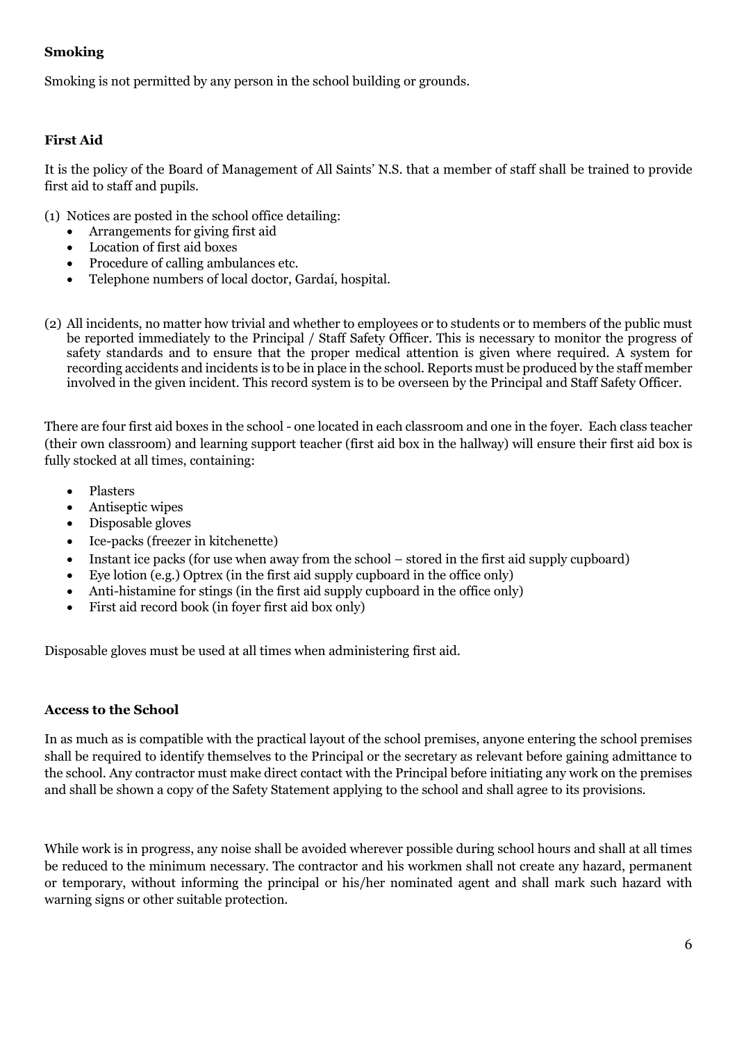**Smoking**

Smoking is not permitted by any person in the school building or grounds.

**First Aid**

It is the policy of the Board of Management of All Saints' N.S. that a member of staff shall be trained to provide first aid to staff and pupils.

(1) Notices are posted in the school office detailing:
   - Arrangements for giving first aid
   - Location of first aid boxes
   - Procedure of calling ambulances etc.
   - Telephone numbers of local doctor, Gardaí, hospital.

(2) All incidents, no matter how trivial and whether to employees or to students or to members of the public must be reported immediately to the Principal / Staff Safety Officer. This is necessary to monitor the progress of safety standards and to ensure that the proper medical attention is given where required. A system for recording accidents and incidents is to be in place in the school. Reports must be produced by the staff member involved in the given incident. This record system is to be overseen by the Principal and Staff Safety Officer.

There are four first aid boxes in the school - one located in each classroom and one in the foyer. Each class teacher (their own classroom) and learning support teacher (first aid box in the hallway) will ensure their first aid box is fully stocked at all times, containing:

- Plasters
- Antiseptic wipes
- Disposable gloves
- Ice-packs (freezer in kitchenette)
- Instant ice packs (for use when away from the school – stored in the first aid supply cupboard)
- Eye lotion (e.g.) Optrex (in the first aid supply cupboard in the office only)
- Anti-histamine for stings (in the first aid supply cupboard in the office only)
- First aid record book (in foyer first aid box only)

Disposable gloves must be used at all times when administering first aid.

**Access to the School**

In as much as is compatible with the practical layout of the school premises, anyone entering the school premises shall be required to identify themselves to the Principal or the secretary as relevant before gaining admittance to the school. Any contractor must make direct contact with the Principal before initiating any work on the premises and shall be shown a copy of the Safety Statement applying to the school and shall agree to its provisions.

While work is in progress, any noise shall be avoided wherever possible during school hours and shall at all times be reduced to the minimum necessary. The contractor and his workmen shall not create any hazard, permanent or temporary, without informing the principal or his/her nominated agent and shall mark such hazard with warning signs or other suitable protection.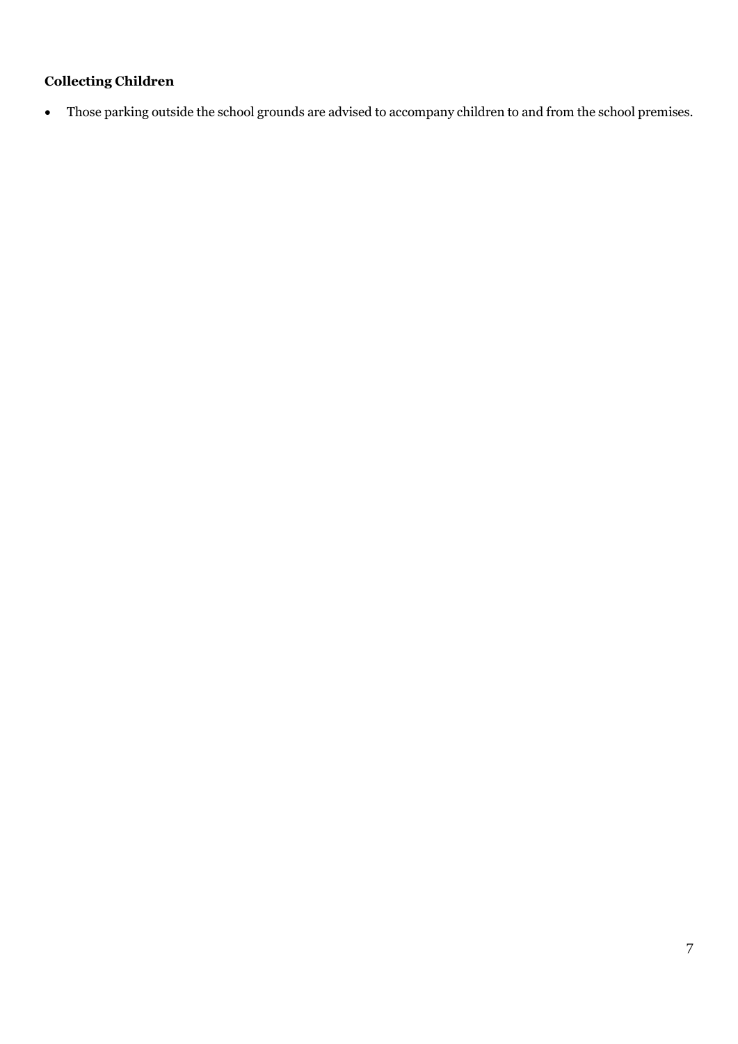**Collecting Children**

- Those parking outside the school grounds are advised to accompany children to and from the school premises.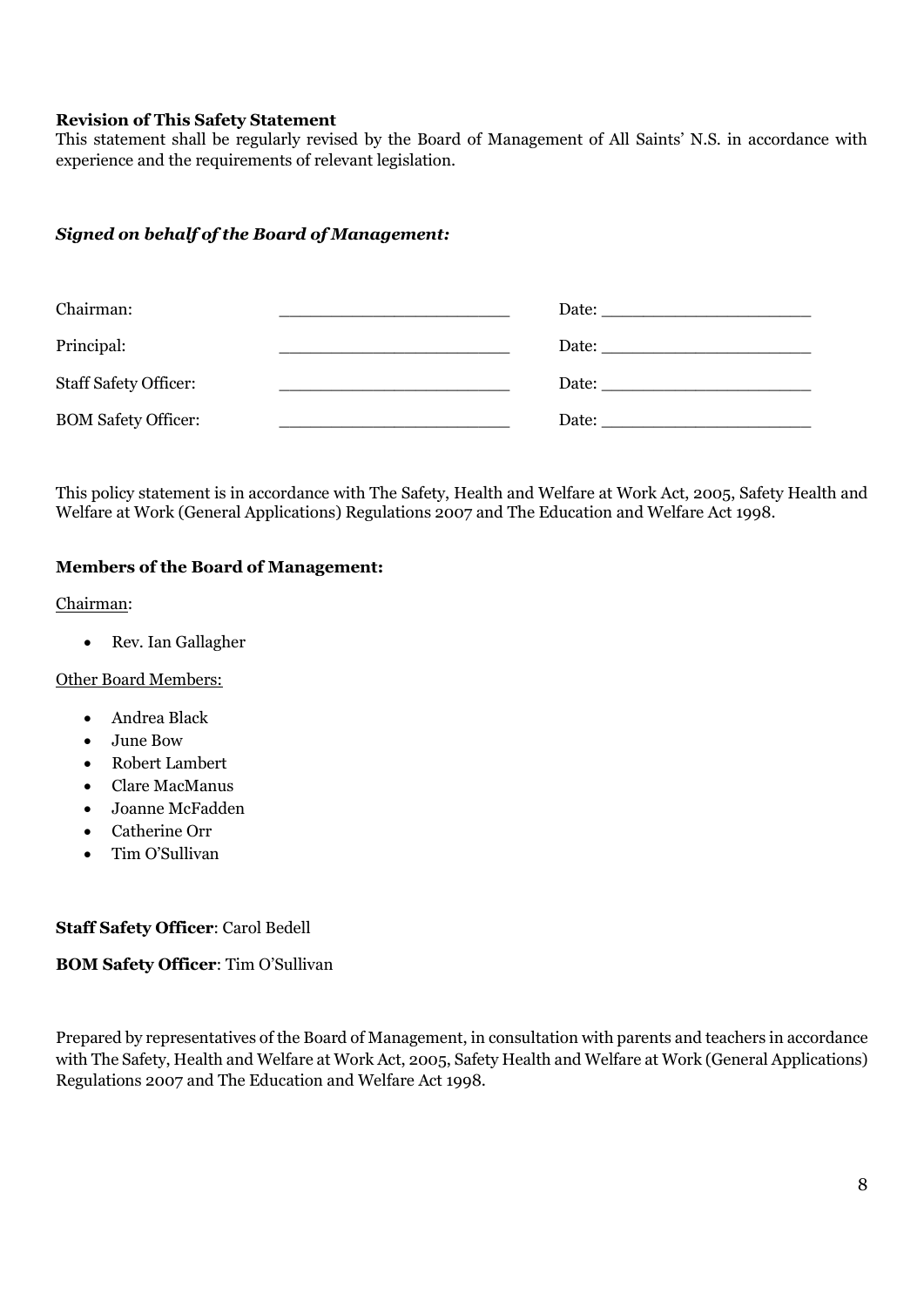**Revision of This Safety Statement**

This statement shall be regularly revised by the Board of Management of All Saints' N.S. in accordance with experience and the requirements of relevant legislation.

***Signed on behalf of the Board of Management:***

| | | |
|---|---|---|
| Chairman: | ________________________ | Date: ______________________ |
| Principal: | ________________________ | Date: ______________________ |
| Staff Safety Officer: | ________________________ | Date: ______________________ |
| BOM Safety Officer: | ________________________ | Date: ______________________ |

This policy statement is in accordance with The Safety, Health and Welfare at Work Act, 2005, Safety Health and Welfare at Work (General Applications) Regulations 2007 and The Education and Welfare Act 1998.

**Members of the Board of Management:**

Chairman:

- Rev. Ian Gallagher

Other Board Members:

- Andrea Black
- June Bow
- Robert Lambert
- Clare MacManus
- Joanne McFadden
- Catherine Orr
- Tim O'Sullivan

**Staff Safety Officer**: Carol Bedell

**BOM Safety Officer**: Tim O'Sullivan

Prepared by representatives of the Board of Management, in consultation with parents and teachers in accordance with The Safety, Health and Welfare at Work Act, 2005, Safety Health and Welfare at Work (General Applications) Regulations 2007 and The Education and Welfare Act 1998.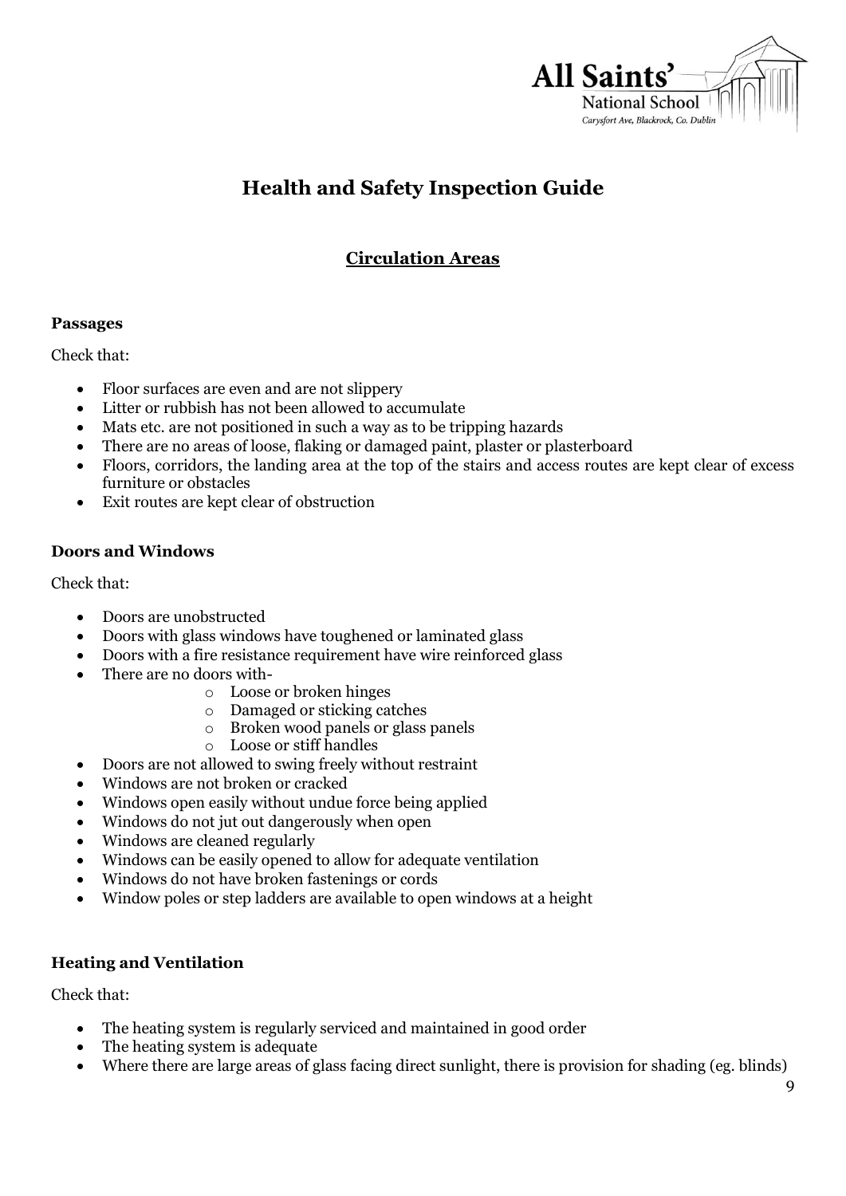# Health and Safety Inspection Guide

## Circulation Areas

### Passages

Check that:

- Floor surfaces are even and are not slippery
- Litter or rubbish has not been allowed to accumulate
- Mats etc. are not positioned in such a way as to be tripping hazards
- There are no areas of loose, flaking or damaged paint, plaster or plasterboard
- Floors, corridors, the landing area at the top of the stairs and access routes are kept clear of excess furniture or obstacles
- Exit routes are kept clear of obstruction

### Doors and Windows

Check that:

- Doors are unobstructed
- Doors with glass windows have toughened or laminated glass
- Doors with a fire resistance requirement have wire reinforced glass
- There are no doors with-
  - Loose or broken hinges
  - Damaged or sticking catches
  - Broken wood panels or glass panels
  - Loose or stiff handles
- Doors are not allowed to swing freely without restraint
- Windows are not broken or cracked
- Windows open easily without undue force being applied
- Windows do not jut out dangerously when open
- Windows are cleaned regularly
- Windows can be easily opened to allow for adequate ventilation
- Windows do not have broken fastenings or cords
- Window poles or step ladders are available to open windows at a height

### Heating and Ventilation

Check that:

- The heating system is regularly serviced and maintained in good order
- The heating system is adequate
- Where there are large areas of glass facing direct sunlight, there is provision for shading (eg. blinds)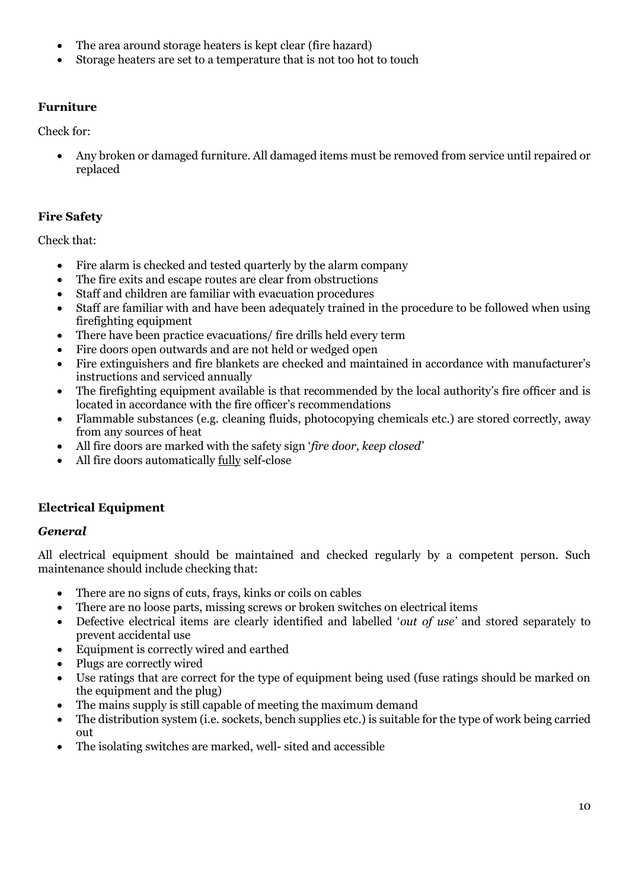- The area around storage heaters is kept clear (fire hazard)
- Storage heaters are set to a temperature that is not too hot to touch

**Furniture**

Check for:

- Any broken or damaged furniture. All damaged items must be removed from service until repaired or replaced

**Fire Safety**

Check that:

- Fire alarm is checked and tested quarterly by the alarm company
- The fire exits and escape routes are clear from obstructions
- Staff and children are familiar with evacuation procedures
- Staff are familiar with and have been adequately trained in the procedure to be followed when using firefighting equipment
- There have been practice evacuations/ fire drills held every term
- Fire doors open outwards and are not held or wedged open
- Fire extinguishers and fire blankets are checked and maintained in accordance with manufacturer's instructions and serviced annually
- The firefighting equipment available is that recommended by the local authority's fire officer and is located in accordance with the fire officer's recommendations
- Flammable substances (e.g. cleaning fluids, photocopying chemicals etc.) are stored correctly, away from any sources of heat
- All fire doors are marked with the safety sign '*fire door, keep closed*'
- All fire doors automatically <u>fully</u> self-close

**Electrical Equipment**

***General***

All electrical equipment should be maintained and checked regularly by a competent person. Such maintenance should include checking that:

- There are no signs of cuts, frays, kinks or coils on cables
- There are no loose parts, missing screws or broken switches on electrical items
- Defective electrical items are clearly identified and labelled '*out of use*' and stored separately to prevent accidental use
- Equipment is correctly wired and earthed
- Plugs are correctly wired
- Use ratings that are correct for the type of equipment being used (fuse ratings should be marked on the equipment and the plug)
- The mains supply is still capable of meeting the maximum demand
- The distribution system (i.e. sockets, bench supplies etc.) is suitable for the type of work being carried out
- The isolating switches are marked, well- sited and accessible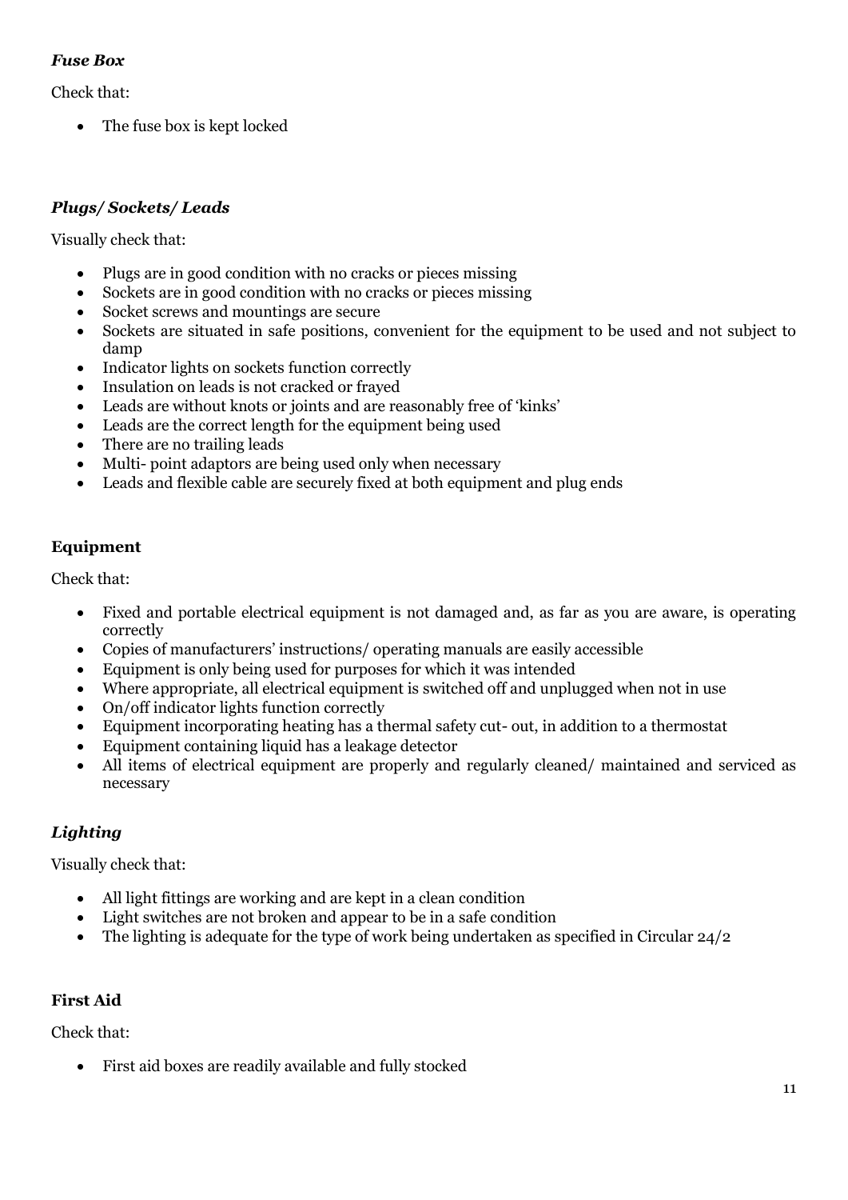### *Fuse Box*

Check that:

- The fuse box is kept locked

### *Plugs/ Sockets/ Leads*

Visually check that:

- Plugs are in good condition with no cracks or pieces missing
- Sockets are in good condition with no cracks or pieces missing
- Socket screws and mountings are secure
- Sockets are situated in safe positions, convenient for the equipment to be used and not subject to damp
- Indicator lights on sockets function correctly
- Insulation on leads is not cracked or frayed
- Leads are without knots or joints and are reasonably free of 'kinks'
- Leads are the correct length for the equipment being used
- There are no trailing leads
- Multi- point adaptors are being used only when necessary
- Leads and flexible cable are securely fixed at both equipment and plug ends

### **Equipment**

Check that:

- Fixed and portable electrical equipment is not damaged and, as far as you are aware, is operating correctly
- Copies of manufacturers' instructions/ operating manuals are easily accessible
- Equipment is only being used for purposes for which it was intended
- Where appropriate, all electrical equipment is switched off and unplugged when not in use
- On/off indicator lights function correctly
- Equipment incorporating heating has a thermal safety cut- out, in addition to a thermostat
- Equipment containing liquid has a leakage detector
- All items of electrical equipment are properly and regularly cleaned/ maintained and serviced as necessary

### *Lighting*

Visually check that:

- All light fittings are working and are kept in a clean condition
- Light switches are not broken and appear to be in a safe condition
- The lighting is adequate for the type of work being undertaken as specified in Circular 24/2

### **First Aid**

Check that:

- First aid boxes are readily available and fully stocked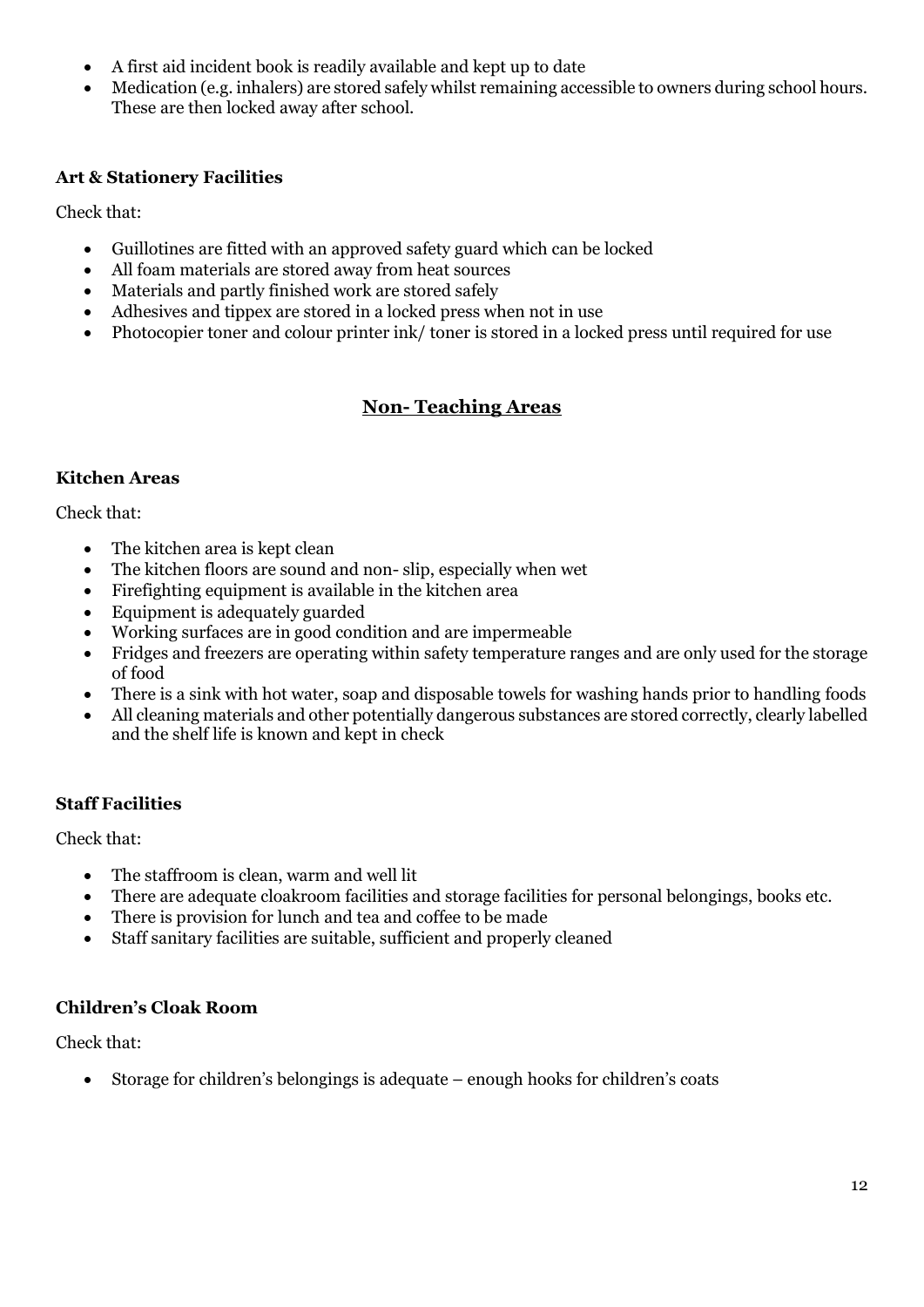- A first aid incident book is readily available and kept up to date
- Medication (e.g. inhalers) are stored safely whilst remaining accessible to owners during school hours. These are then locked away after school.

**Art & Stationery Facilities**

Check that:

- Guillotines are fitted with an approved safety guard which can be locked
- All foam materials are stored away from heat sources
- Materials and partly finished work are stored safely
- Adhesives and tippex are stored in a locked press when not in use
- Photocopier toner and colour printer ink/ toner is stored in a locked press until required for use

## Non- Teaching Areas

**Kitchen Areas**

Check that:

- The kitchen area is kept clean
- The kitchen floors are sound and non- slip, especially when wet
- Firefighting equipment is available in the kitchen area
- Equipment is adequately guarded
- Working surfaces are in good condition and are impermeable
- Fridges and freezers are operating within safety temperature ranges and are only used for the storage of food
- There is a sink with hot water, soap and disposable towels for washing hands prior to handling foods
- All cleaning materials and other potentially dangerous substances are stored correctly, clearly labelled and the shelf life is known and kept in check

**Staff Facilities**

Check that:

- The staffroom is clean, warm and well lit
- There are adequate cloakroom facilities and storage facilities for personal belongings, books etc.
- There is provision for lunch and tea and coffee to be made
- Staff sanitary facilities are suitable, sufficient and properly cleaned

**Children's Cloak Room**

Check that:

- Storage for children's belongings is adequate – enough hooks for children's coats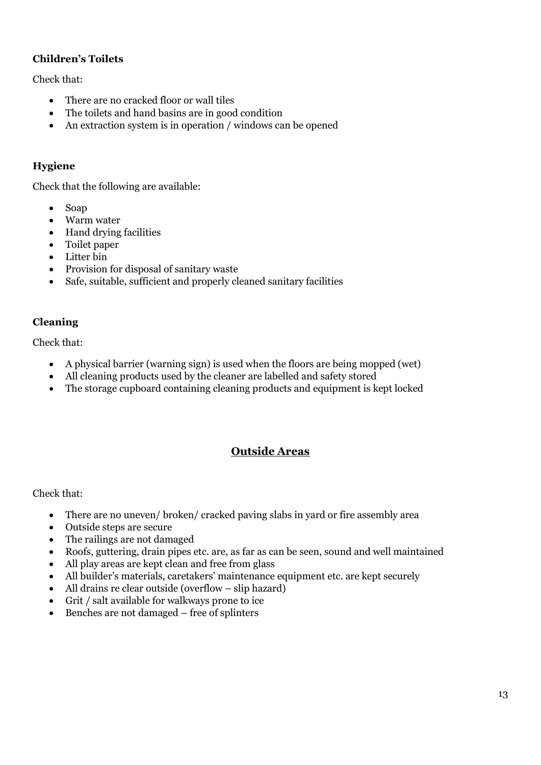**Children's Toilets**

Check that:

- There are no cracked floor or wall tiles
- The toilets and hand basins are in good condition
- An extraction system is in operation / windows can be opened

**Hygiene**

Check that the following are available:

- Soap
- Warm water
- Hand drying facilities
- Toilet paper
- Litter bin
- Provision for disposal of sanitary waste
- Safe, suitable, sufficient and properly cleaned sanitary facilities

**Cleaning**

Check that:

- A physical barrier (warning sign) is used when the floors are being mopped (wet)
- All cleaning products used by the cleaner are labelled and safety stored
- The storage cupboard containing cleaning products and equipment is kept locked

## Outside Areas

Check that:

- There are no uneven/ broken/ cracked paving slabs in yard or fire assembly area
- Outside steps are secure
- The railings are not damaged
- Roofs, guttering, drain pipes etc. are, as far as can be seen, sound and well maintained
- All play areas are kept clean and free from glass
- All builder's materials, caretakers' maintenance equipment etc. are kept securely
- All drains re clear outside (overflow – slip hazard)
- Grit / salt available for walkways prone to ice
- Benches are not damaged – free of splinters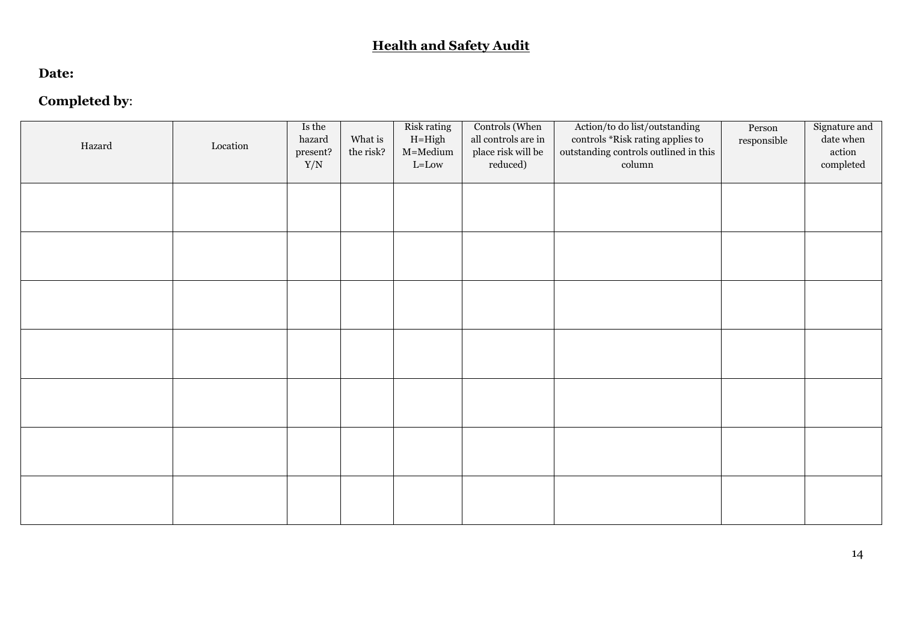# Health and Safety Audit

**Date:**

**Completed by**:

| Hazard | Location | Is the hazard present? Y/N | What is the risk? | Risk rating H=High M=Medium L=Low | Controls (When all controls are in place risk will be reduced) | Action/to do list/outstanding controls *Risk rating applies to outstanding controls outlined in this column | Person responsible | Signature and date when action completed |
|---|---|---|---|---|---|---|---|---|
| | | | | | | | | |
| | | | | | | | | |
| | | | | | | | | |
| | | | | | | | | |
| | | | | | | | | |
| | | | | | | | | |
| | | | | | | | | |